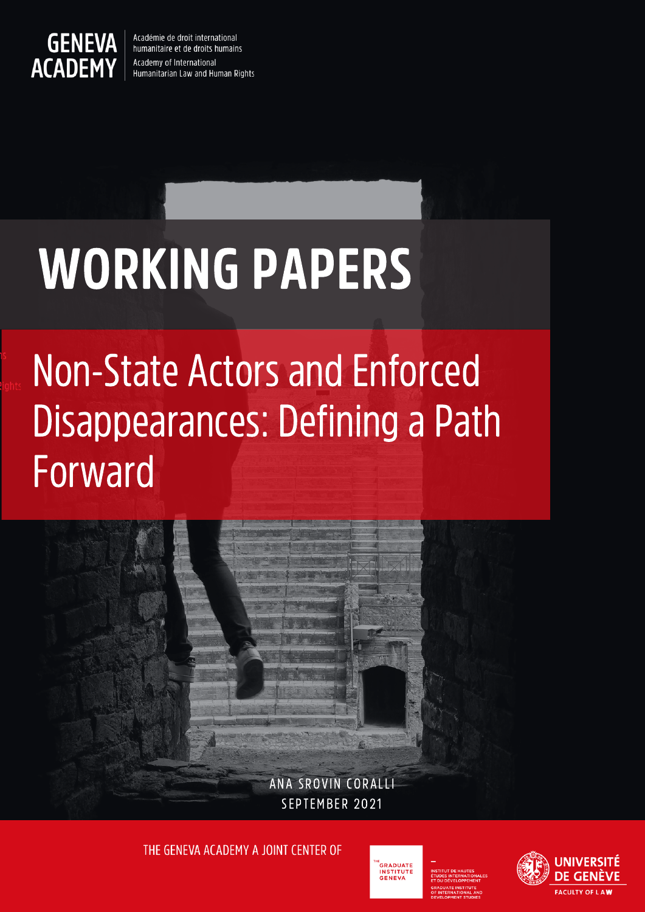GENEVA ACADEMY

Académie de droit international humanitaire et de droits humains

Academy of International Humanitarian Law and Human Rights

# WORKING PAPERS

## Non-State Actors and Enforced Disappearances: Defining a Path Forward

ANA SROVIN CORALLI

SEPTEMBER 2021

THE GENEVA ACADEMY A JOINT CENTER OF

THE GRADUATE INSTITUTE GENEVA

INSTITUT DE HAUTES ÉTUDES INTERNATIONALES ET DU DÉVELOPPEMENT

GRADUATE INSTITUTE OF INTERNATIONAL AND DEVELOPMENT STUDIES

UNIVERSITÉ DE GENÈVE

FACULTY OF LAW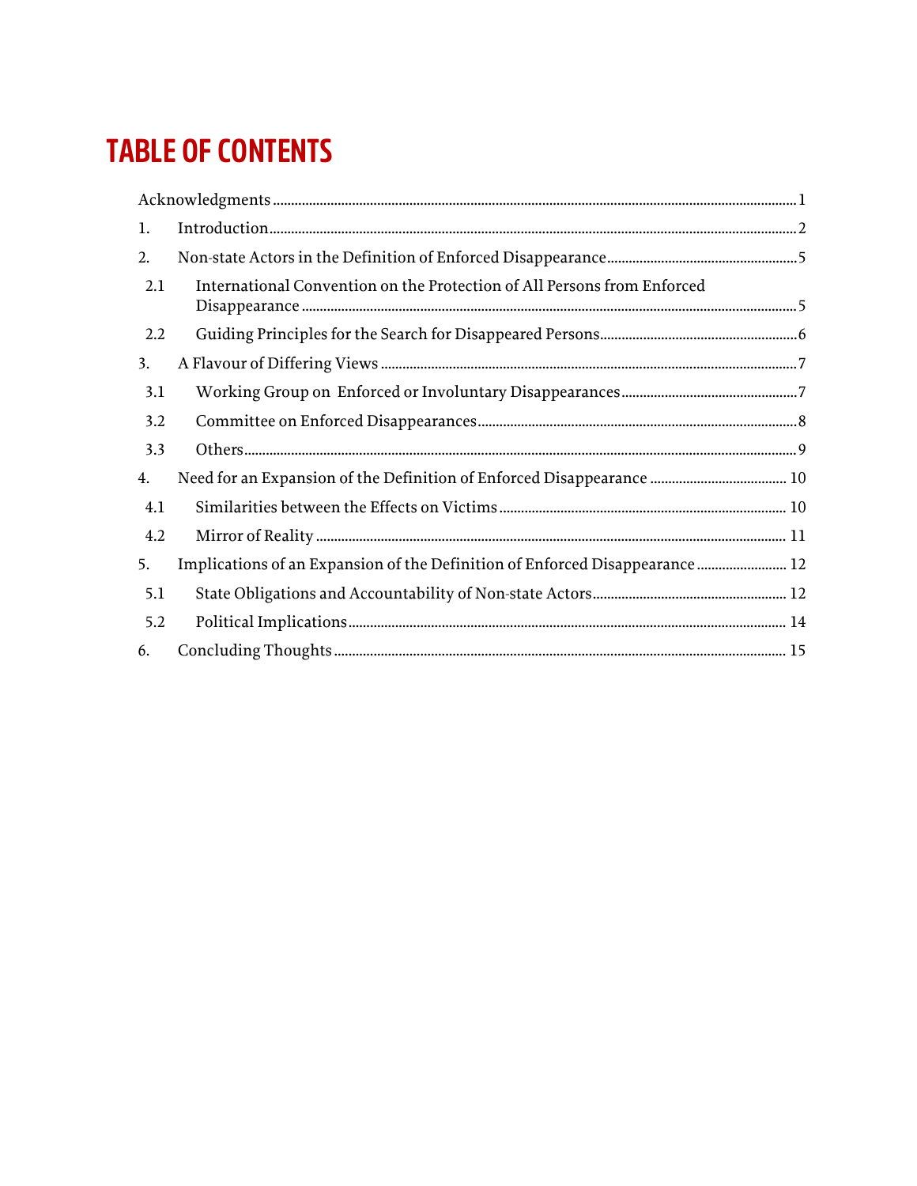# TABLE OF CONTENTS

Acknowledgments ........................................................................................................ 1

1. Introduction ........................................................................................................ 2
2. Non-state Actors in the Definition of Enforced Disappearance ...................................... 5
   - 2.1 International Convention on the Protection of All Persons from Enforced Disappearance ........................................................................................................ 5
   - 2.2 Guiding Principles for the Search for Disappeared Persons ....................................... 6
3. A Flavour of Differing Views ........................................................................................ 7
   - 3.1 Working Group on Enforced or Involuntary Disappearances ....................................... 7
   - 3.2 Committee on Enforced Disappearances ................................................................. 8
   - 3.3 Others ........................................................................................................ 9
4. Need for an Expansion of the Definition of Enforced Disappearance ............................... 10
   - 4.1 Similarities between the Effects on Victims ............................................................ 10
   - 4.2 Mirror of Reality ........................................................................................................ 11
5. Implications of an Expansion of the Definition of Enforced Disappearance ..................... 12
   - 5.1 State Obligations and Accountability of Non-state Actors ........................................ 12
   - 5.2 Political Implications ........................................................................................................ 14
6. Concluding Thoughts ........................................................................................................ 15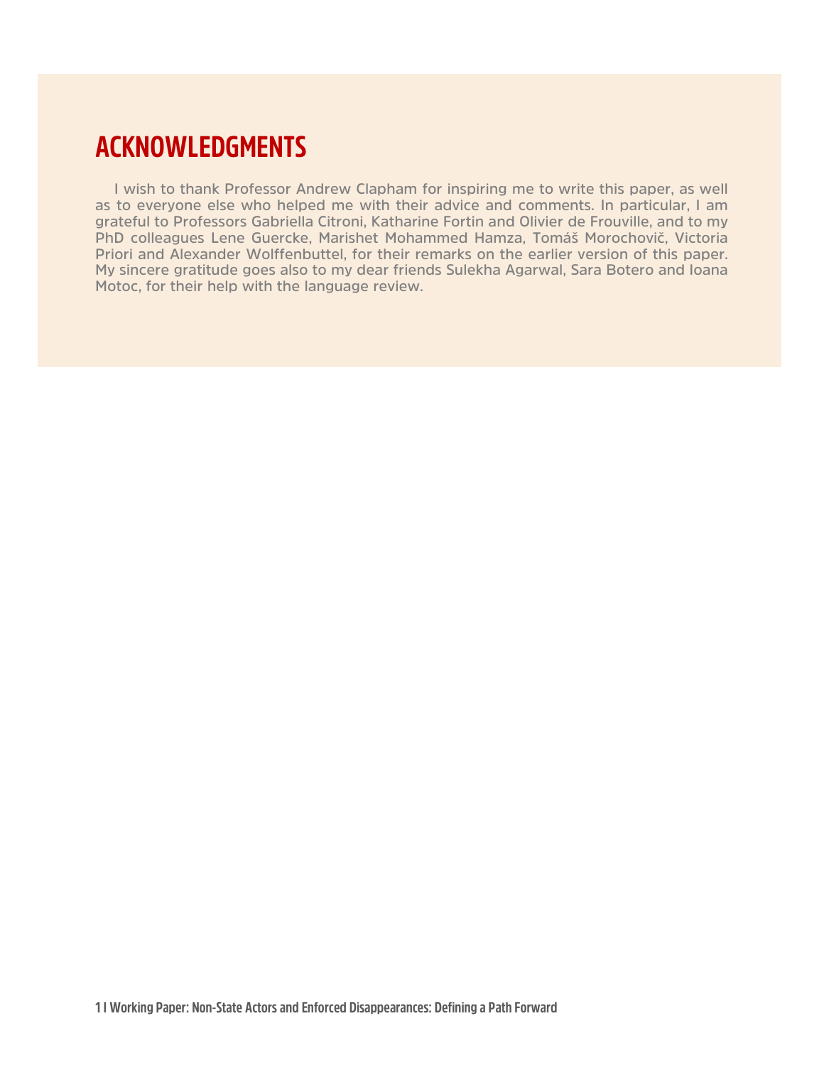# ACKNOWLEDGMENTS

I wish to thank Professor Andrew Clapham for inspiring me to write this paper, as well as to everyone else who helped me with their advice and comments. In particular, I am grateful to Professors Gabriella Citroni, Katharine Fortin and Olivier de Frouville, and to my PhD colleagues Lene Guercke, Marishet Mohammed Hamza, Tomáš Morochovič, Victoria Priori and Alexander Wolffenbuttel, for their remarks on the earlier version of this paper. My sincere gratitude goes also to my dear friends Sulekha Agarwal, Sara Botero and Ioana Motoc, for their help with the language review.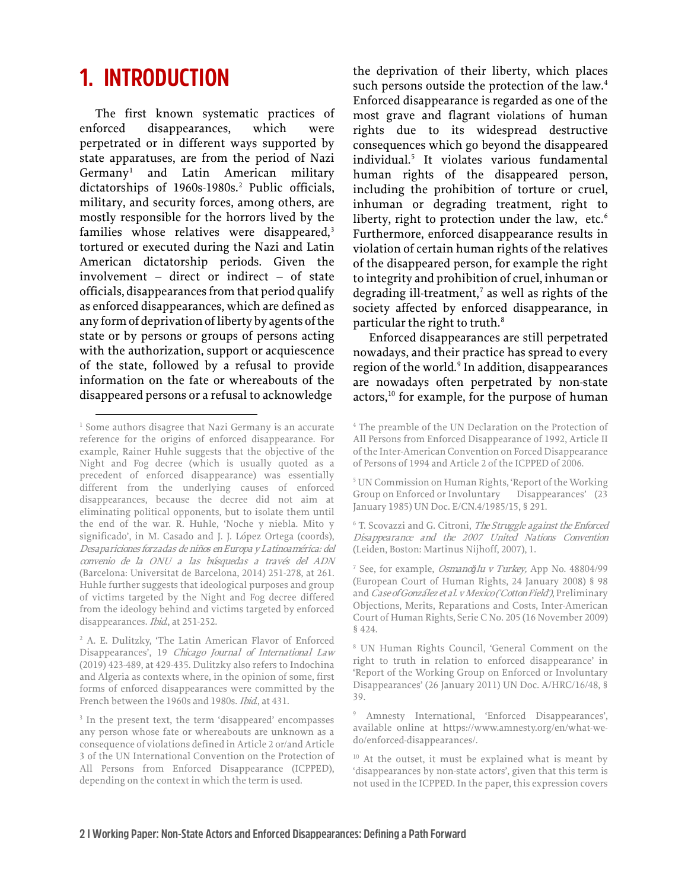# 1. INTRODUCTION

The first known systematic practices of enforced disappearances, which were perpetrated or in different ways supported by state apparatuses, are from the period of Nazi Germany[1] and Latin American military dictatorships of 1960s-1980s.[2] Public officials, military, and security forces, among others, are mostly responsible for the horrors lived by the families whose relatives were disappeared,[3] tortured or executed during the Nazi and Latin American dictatorship periods. Given the involvement – direct or indirect – of state officials, disappearances from that period qualify as enforced disappearances, which are defined as any form of deprivation of liberty by agents of the state or by persons or groups of persons acting with the authorization, support or acquiescence of the state, followed by a refusal to provide information on the fate or whereabouts of the disappeared persons or a refusal to acknowledge the deprivation of their liberty, which places such persons outside the protection of the law.[4] Enforced disappearance is regarded as one of the most grave and flagrant violations of human rights due to its widespread destructive consequences which go beyond the disappeared individual.[5] It violates various fundamental human rights of the disappeared person, including the prohibition of torture or cruel, inhuman or degrading treatment, right to liberty, right to protection under the law, etc.[6] Furthermore, enforced disappearance results in violation of certain human rights of the relatives of the disappeared person, for example the right to integrity and prohibition of cruel, inhuman or degrading ill-treatment,[7] as well as rights of the society affected by enforced disappearance, in particular the right to truth.[8]

Enforced disappearances are still perpetrated nowadays, and their practice has spread to every region of the world.[9] In addition, disappearances are nowadays often perpetrated by non-state actors,[10] for example, for the purpose of human

---

[1] Some authors disagree that Nazi Germany is an accurate reference for the origins of enforced disappearance. For example, Rainer Huhle suggests that the objective of the Night and Fog decree (which is usually quoted as a precedent of enforced disappearance) was essentially different from the underlying causes of enforced disappearances, because the decree did not aim at eliminating political opponents, but to isolate them until the end of the war. R. Huhle, 'Noche y niebla. Mito y significado', in M. Casado and J. J. López Ortega (coords), *Desapariciones forzadas de niños en Europa y Latinoamérica: del convenio de la ONU a las búsquedas a través del ADN* (Barcelona: Universitat de Barcelona, 2014) 251-278, at 261. Huhle further suggests that ideological purposes and group of victims targeted by the Night and Fog decree differed from the ideology behind and victims targeted by enforced disappearances. *Ibid.*, at 251-252.

[2] A. E. Dulitzky, 'The Latin American Flavor of Enforced Disappearances', 19 *Chicago Journal of International Law* (2019) 423-489, at 429-435. Dulitzky also refers to Indochina and Algeria as contexts where, in the opinion of some, first forms of enforced disappearances were committed by the French between the 1960s and 1980s. *Ibid.*, at 431.

[3] In the present text, the term 'disappeared' encompasses any person whose fate or whereabouts are unknown as a consequence of violations defined in Article 2 or/and Article 3 of the UN International Convention on the Protection of All Persons from Enforced Disappearance (ICPPED), depending on the context in which the term is used.

[4] The preamble of the UN Declaration on the Protection of All Persons from Enforced Disappearance of 1992, Article II of the Inter-American Convention on Forced Disappearance of Persons of 1994 and Article 2 of the ICPPED of 2006.

[5] UN Commission on Human Rights, 'Report of the Working Group on Enforced or Involuntary Disappearances' (23 January 1985) UN Doc. E/CN.4/1985/15, § 291.

[6] T. Scovazzi and G. Citroni, *The Struggle against the Enforced Disappearance and the 2007 United Nations Convention* (Leiden, Boston: Martinus Nijhoff, 2007), 1.

[7] See, for example, *Osmanoğlu v Turkey*, App No. 48804/99 (European Court of Human Rights, 24 January 2008) § 98 and *Case of González et al. v Mexico ('Cotton Field')*, Preliminary Objections, Merits, Reparations and Costs, Inter-American Court of Human Rights, Serie C No. 205 (16 November 2009) § 424.

[8] UN Human Rights Council, 'General Comment on the right to truth in relation to enforced disappearance' in 'Report of the Working Group on Enforced or Involuntary Disappearances' (26 January 2011) UN Doc. A/HRC/16/48, § 39.

[9] Amnesty International, 'Enforced Disappearances', available online at https://www.amnesty.org/en/what-we-do/enforced-disappearances/.

[10] At the outset, it must be explained what is meant by 'disappearances by non-state actors', given that this term is not used in the ICPPED. In the paper, this expression covers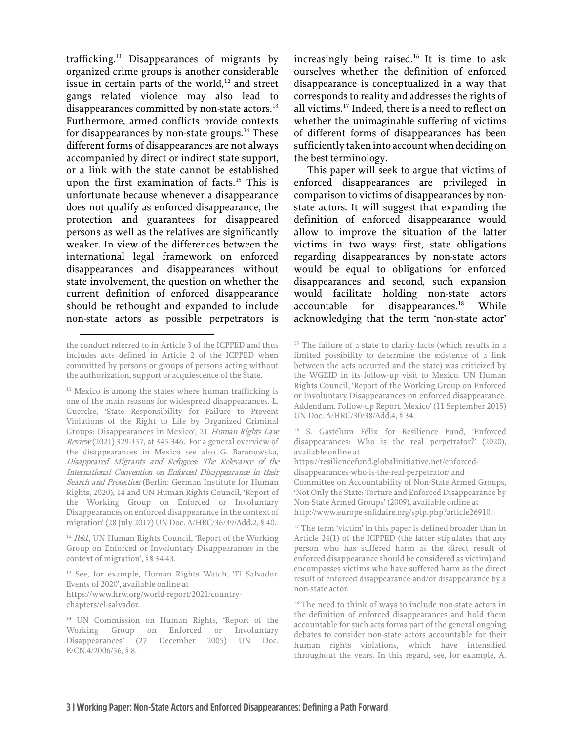trafficking.[11] Disappearances of migrants by organized crime groups is another considerable issue in certain parts of the world,[12] and street gangs related violence may also lead to disappearances committed by non-state actors.[13] Furthermore, armed conflicts provide contexts for disappearances by non-state groups.[14] These different forms of disappearances are not always accompanied by direct or indirect state support, or a link with the state cannot be established upon the first examination of facts.[15] This is unfortunate because whenever a disappearance does not qualify as enforced disappearance, the protection and guarantees for disappeared persons as well as the relatives are significantly weaker. In view of the differences between the international legal framework on enforced disappearances and disappearances without state involvement, the question on whether the current definition of enforced disappearance should be rethought and expanded to include non-state actors as possible perpetrators is increasingly being raised.[16] It is time to ask ourselves whether the definition of enforced disappearance is conceptualized in a way that corresponds to reality and addresses the rights of all victims.[17] Indeed, there is a need to reflect on whether the unimaginable suffering of victims of different forms of disappearances has been sufficiently taken into account when deciding on the best terminology.

This paper will seek to argue that victims of enforced disappearances are privileged in comparison to victims of disappearances by non-state actors. It will suggest that expanding the definition of enforced disappearance would allow to improve the situation of the latter victims in two ways: first, state obligations regarding disappearances by non-state actors would be equal to obligations for enforced disappearances and second, such expansion would facilitate holding non-state actors accountable for disappearances.[18] While acknowledging that the term 'non-state actor'

---

the conduct referred to in Article 3 of the ICPPED and thus includes acts defined in Article 2 of the ICPPED when committed by persons or groups of persons acting without the authorization, support or acquiescence of the State.

[11] Mexico is among the states where human trafficking is one of the main reasons for widespread disappearances. L. Guercke, 'State Responsibility for Failure to Prevent Violations of the Right to Life by Organized Criminal Groups: Disappearances in Mexico', 21 *Human Rights Law Review* (2021) 329-357, at 345-346. For a general overview of the disappearances in Mexico see also G. Baranowska, *Disappeared Migrants and Refugees: The Relevance of the International Convention on Enforced Disappearance in their Search and Protection* (Berlin: German Institute for Human Rights, 2020), 14 and UN Human Rights Council, 'Report of the Working Group on Enforced or Involuntary Disappearances on enforced disappearance in the context of migration' (28 July 2017) UN Doc. A/HRC/36/39/Add.2, § 40.

[12] *Ibid.*, UN Human Rights Council, 'Report of the Working Group on Enforced or Involuntary Disappearances in the context of migration', §§ 34-43.

[13] See, for example, Human Rights Watch, 'El Salvador. Events of 2020', available online at https://www.hrw.org/world-report/2021/country-chapters/el-salvador.

[14] UN Commission on Human Rights, 'Report of the Working Group on Enforced or Involuntary Disappearances' (27 December 2005) UN Doc. E/CN.4/2006/56, § 8.

[15] The failure of a state to clarify facts (which results in a limited possibility to determine the existence of a link between the acts occurred and the state) was criticized by the WGEID in its follow-up visit to Mexico. UN Human Rights Council, 'Report of the Working Group on Enforced or Involuntary Disappearances on enforced disappearance. Addendum. Follow-up Report. Mexico' (11 September 2015) UN Doc. A/HRC/30/38/Add.4, § 34.

[16] S. Gastélum Félix for Resilience Fund, 'Enforced disappearances: Who is the real perpetrator?' (2020), available online at https://resiliencefund.globalinitiative.net/enforced-disappearances-who-is-the-real-perpetrator/ and Committee on Accountability of Non-State Armed Groups, 'Not Only the State: Torture and Enforced Disappearance by Non-State Armed Groups' (2009), available online at http://www.europe-solidaire.org/spip.php?article26910.

[17] The term 'victim' in this paper is defined broader than in Article 24(1) of the ICPPED (the latter stipulates that any person who has suffered harm as the direct result of enforced disappearance should be considered as victim) and encompasses victims who have suffered harm as the direct result of enforced disappearance and/or disappearance by a non-state actor.

[18] The need to think of ways to include non-state actors in the definition of enforced disappearances and hold them accountable for such acts forms part of the general ongoing debates to consider non-state actors accountable for their human rights violations, which have intensified throughout the years. In this regard, see, for example, A.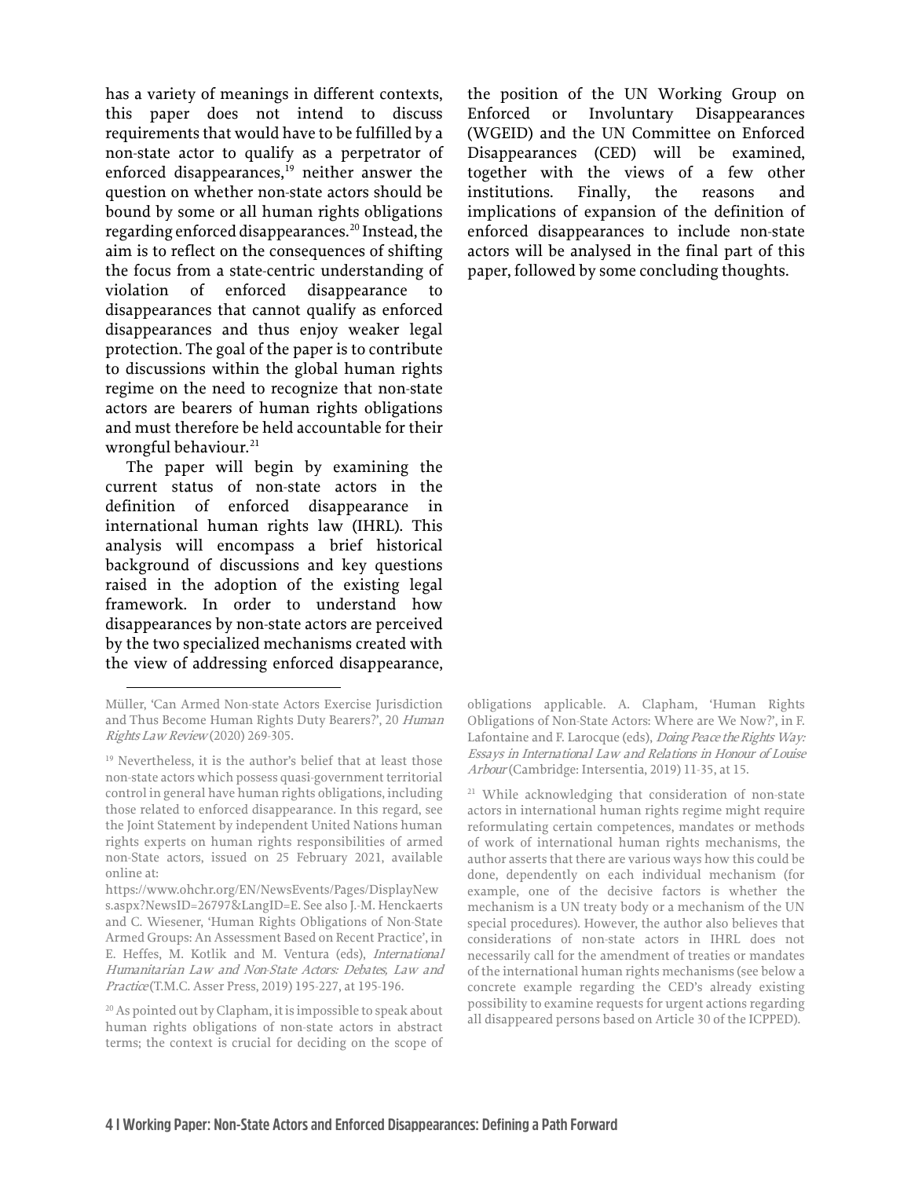has a variety of meanings in different contexts, this paper does not intend to discuss requirements that would have to be fulfilled by a non-state actor to qualify as a perpetrator of enforced disappearances,[19] neither answer the question on whether non-state actors should be bound by some or all human rights obligations regarding enforced disappearances.[20] Instead, the aim is to reflect on the consequences of shifting the focus from a state-centric understanding of violation of enforced disappearance to disappearances that cannot qualify as enforced disappearances and thus enjoy weaker legal protection. The goal of the paper is to contribute to discussions within the global human rights regime on the need to recognize that non-state actors are bearers of human rights obligations and must therefore be held accountable for their wrongful behaviour.[21]

The paper will begin by examining the current status of non-state actors in the definition of enforced disappearance in international human rights law (IHRL). This analysis will encompass a brief historical background of discussions and key questions raised in the adoption of the existing legal framework. In order to understand how disappearances by non-state actors are perceived by the two specialized mechanisms created with the view of addressing enforced disappearance, the position of the UN Working Group on Enforced or Involuntary Disappearances (WGEID) and the UN Committee on Enforced Disappearances (CED) will be examined, together with the views of a few other institutions. Finally, the reasons and implications of expansion of the definition of enforced disappearances to include non-state actors will be analysed in the final part of this paper, followed by some concluding thoughts.

---

Müller, 'Can Armed Non-state Actors Exercise Jurisdiction and Thus Become Human Rights Duty Bearers?', 20 *Human Rights Law Review* (2020) 269-305.

[19] Nevertheless, it is the author's belief that at least those non-state actors which possess quasi-government territorial control in general have human rights obligations, including those related to enforced disappearance. In this regard, see the Joint Statement by independent United Nations human rights experts on human rights responsibilities of armed non-State actors, issued on 25 February 2021, available online at: https://www.ohchr.org/EN/NewsEvents/Pages/DisplayNews.aspx?NewsID=26797&LangID=E. See also J.-M. Henckaerts and C. Wiesener, 'Human Rights Obligations of Non-State Armed Groups: An Assessment Based on Recent Practice', in E. Heffes, M. Kotlik and M. Ventura (eds), *International Humanitarian Law and Non-State Actors: Debates, Law and Practice* (T.M.C. Asser Press, 2019) 195-227, at 195-196.

[20] As pointed out by Clapham, it is impossible to speak about human rights obligations of non-state actors in abstract terms; the context is crucial for deciding on the scope of obligations applicable. A. Clapham, 'Human Rights Obligations of Non-State Actors: Where are We Now?', in F. Lafontaine and F. Larocque (eds), *Doing Peace the Rights Way: Essays in International Law and Relations in Honour of Louise Arbour* (Cambridge: Intersentia, 2019) 11-35, at 15.

[21] While acknowledging that consideration of non-state actors in international human rights regime might require reformulating certain competences, mandates or methods of work of international human rights mechanisms, the author asserts that there are various ways how this could be done, dependently on each individual mechanism (for example, one of the decisive factors is whether the mechanism is a UN treaty body or a mechanism of the UN special procedures). However, the author also believes that considerations of non-state actors in IHRL does not necessarily call for the amendment of treaties or mandates of the international human rights mechanisms (see below a concrete example regarding the CED's already existing possibility to examine requests for urgent actions regarding all disappeared persons based on Article 30 of the ICPPED).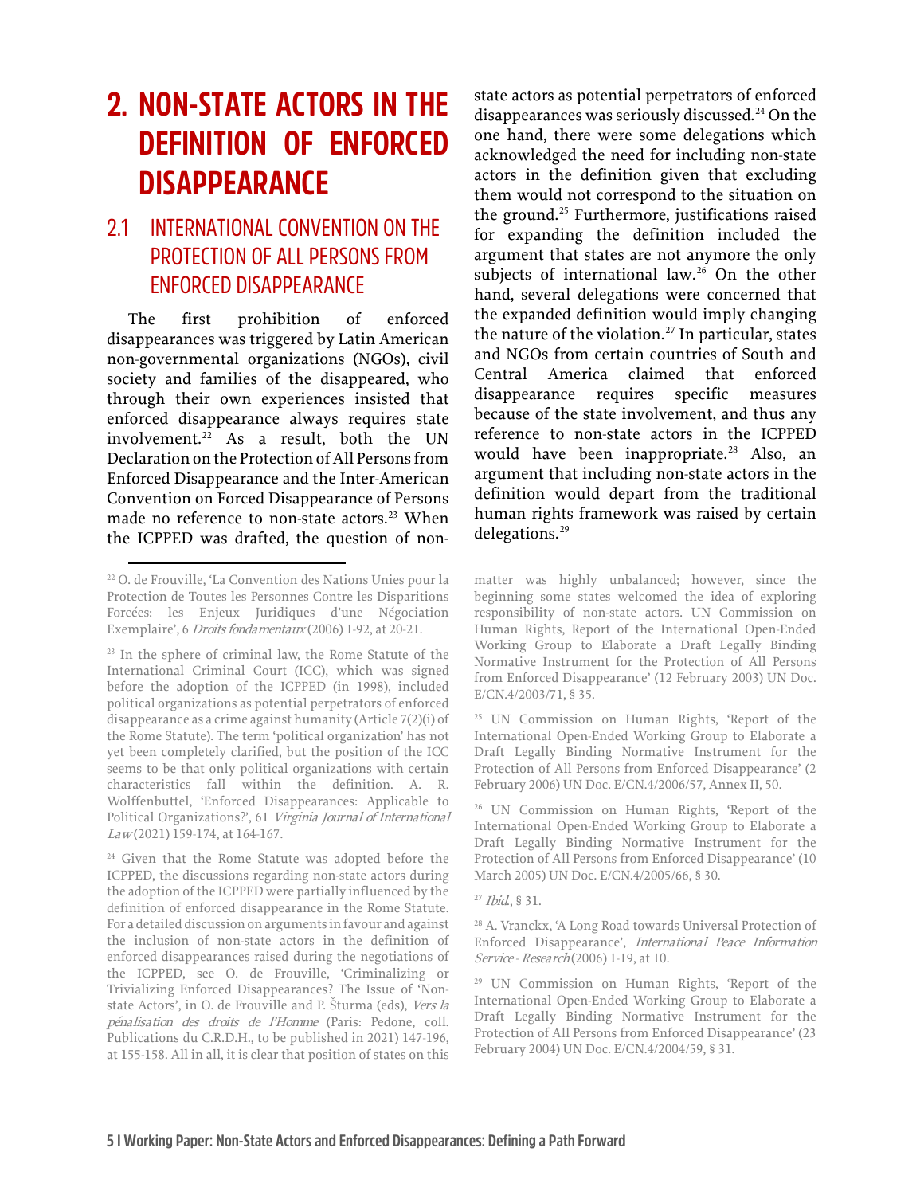# 2. NON-STATE ACTORS IN THE DEFINITION OF ENFORCED DISAPPEARANCE

## 2.1 INTERNATIONAL CONVENTION ON THE PROTECTION OF ALL PERSONS FROM ENFORCED DISAPPEARANCE

The first prohibition of enforced disappearances was triggered by Latin American non-governmental organizations (NGOs), civil society and families of the disappeared, who through their own experiences insisted that enforced disappearance always requires state involvement.[22] As a result, both the UN Declaration on the Protection of All Persons from Enforced Disappearance and the Inter-American Convention on Forced Disappearance of Persons made no reference to non-state actors.[23] When the ICPPED was drafted, the question of non-state actors as potential perpetrators of enforced disappearances was seriously discussed.[24] On the one hand, there were some delegations which acknowledged the need for including non-state actors in the definition given that excluding them would not correspond to the situation on the ground.[25] Furthermore, justifications raised for expanding the definition included the argument that states are not anymore the only subjects of international law.[26] On the other hand, several delegations were concerned that the expanded definition would imply changing the nature of the violation.[27] In particular, states and NGOs from certain countries of South and Central America claimed that enforced disappearance requires specific measures because of the state involvement, and thus any reference to non-state actors in the ICPPED would have been inappropriate.[28] Also, an argument that including non-state actors in the definition would depart from the traditional human rights framework was raised by certain delegations.[29]

---

[22] O. de Frouville, 'La Convention des Nations Unies pour la Protection de Toutes les Personnes Contre les Disparitions Forcées: les Enjeux Juridiques d'une Négociation Exemplaire', 6 *Droits fondamentaux* (2006) 1-92, at 20-21.

[23] In the sphere of criminal law, the Rome Statute of the International Criminal Court (ICC), which was signed before the adoption of the ICPPED (in 1998), included political organizations as potential perpetrators of enforced disappearance as a crime against humanity (Article 7(2)(i) of the Rome Statute). The term 'political organization' has not yet been completely clarified, but the position of the ICC seems to be that only political organizations with certain characteristics fall within the definition. A. R. Wolffenbuttel, 'Enforced Disappearances: Applicable to Political Organizations?', 61 *Virginia Journal of International Law* (2021) 159-174, at 164-167.

[24] Given that the Rome Statute was adopted before the ICPPED, the discussions regarding non-state actors during the adoption of the ICPPED were partially influenced by the definition of enforced disappearance in the Rome Statute. For a detailed discussion on arguments in favour and against the inclusion of non-state actors in the definition of enforced disappearances raised during the negotiations of the ICPPED, see O. de Frouville, 'Criminalizing or Trivializing Enforced Disappearances? The Issue of 'Non-state Actors', in O. de Frouville and P. Šturma (eds), *Vers la pénalisation des droits de l'Homme* (Paris: Pedone, coll. Publications du C.R.D.H., to be published in 2021) 147-196, at 155-158. All in all, it is clear that position of states on this matter was highly unbalanced; however, since the beginning some states welcomed the idea of exploring responsibility of non-state actors. UN Commission on Human Rights, Report of the International Open-Ended Working Group to Elaborate a Draft Legally Binding Normative Instrument for the Protection of All Persons from Enforced Disappearance' (12 February 2003) UN Doc. E/CN.4/2003/71, § 35.

[25] UN Commission on Human Rights, 'Report of the International Open-Ended Working Group to Elaborate a Draft Legally Binding Normative Instrument for the Protection of All Persons from Enforced Disappearance' (2 February 2006) UN Doc. E/CN.4/2006/57, Annex II, 50.

[26] UN Commission on Human Rights, 'Report of the International Open-Ended Working Group to Elaborate a Draft Legally Binding Normative Instrument for the Protection of All Persons from Enforced Disappearance' (10 March 2005) UN Doc. E/CN.4/2005/66, § 30.

[27] *Ibid.*, § 31.

[28] A. Vranckx, 'A Long Road towards Universal Protection of Enforced Disappearance', *International Peace Information Service - Research* (2006) 1-19, at 10.

[29] UN Commission on Human Rights, 'Report of the International Open-Ended Working Group to Elaborate a Draft Legally Binding Normative Instrument for the Protection of All Persons from Enforced Disappearance' (23 February 2004) UN Doc. E/CN.4/2004/59, § 31.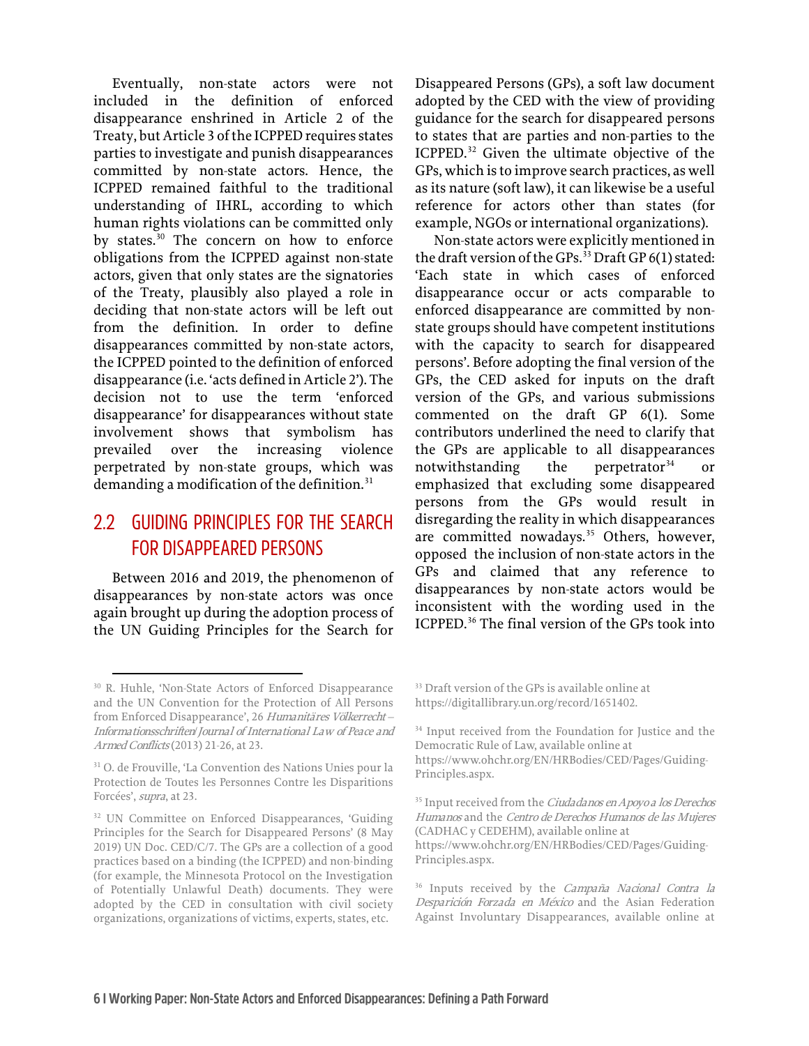Eventually, non-state actors were not included in the definition of enforced disappearance enshrined in Article 2 of the Treaty, but Article 3 of the ICPPED requires states parties to investigate and punish disappearances committed by non-state actors. Hence, the ICPPED remained faithful to the traditional understanding of IHRL, according to which human rights violations can be committed only by states.[30] The concern on how to enforce obligations from the ICPPED against non-state actors, given that only states are the signatories of the Treaty, plausibly also played a role in deciding that non-state actors will be left out from the definition. In order to define disappearances committed by non-state actors, the ICPPED pointed to the definition of enforced disappearance (i.e. 'acts defined in Article 2'). The decision not to use the term 'enforced disappearance' for disappearances without state involvement shows that symbolism has prevailed over the increasing violence perpetrated by non-state groups, which was demanding a modification of the definition.[31]

## 2.2 GUIDING PRINCIPLES FOR THE SEARCH FOR DISAPPEARED PERSONS

Between 2016 and 2019, the phenomenon of disappearances by non-state actors was once again brought up during the adoption process of the UN Guiding Principles for the Search for Disappeared Persons (GPs), a soft law document adopted by the CED with the view of providing guidance for the search for disappeared persons to states that are parties and non-parties to the ICPPED.[32] Given the ultimate objective of the GPs, which is to improve search practices, as well as its nature (soft law), it can likewise be a useful reference for actors other than states (for example, NGOs or international organizations).

Non-state actors were explicitly mentioned in the draft version of the GPs.[33] Draft GP 6(1) stated: 'Each state in which cases of enforced disappearance occur or acts comparable to enforced disappearance are committed by non-state groups should have competent institutions with the capacity to search for disappeared persons'. Before adopting the final version of the GPs, the CED asked for inputs on the draft version of the GPs, and various submissions commented on the draft GP 6(1). Some contributors underlined the need to clarify that the GPs are applicable to all disappearances notwithstanding the perpetrator[34] or emphasized that excluding some disappeared persons from the GPs would result in disregarding the reality in which disappearances are committed nowadays.[35] Others, however, opposed the inclusion of non-state actors in the GPs and claimed that any reference to disappearances by non-state actors would be inconsistent with the wording used in the ICPPED.[36] The final version of the GPs took into

---

[30] R. Huhle, 'Non-State Actors of Enforced Disappearance and the UN Convention for the Protection of All Persons from Enforced Disappearance', 26 *Humanitäres Völkerrecht – Informationsschriften/ Journal of International Law of Peace and Armed Conflicts* (2013) 21-26, at 23.

[31] O. de Frouville, 'La Convention des Nations Unies pour la Protection de Toutes les Personnes Contre les Disparitions Forcées', *supra*, at 23.

[32] UN Committee on Enforced Disappearances, 'Guiding Principles for the Search for Disappeared Persons' (8 May 2019) UN Doc. CED/C/7. The GPs are a collection of a good practices based on a binding (the ICPPED) and non-binding (for example, the Minnesota Protocol on the Investigation of Potentially Unlawful Death) documents. They were adopted by the CED in consultation with civil society organizations, organizations of victims, experts, states, etc.

[33] Draft version of the GPs is available online at https://digitallibrary.un.org/record/1651402.

[34] Input received from the Foundation for Justice and the Democratic Rule of Law, available online at https://www.ohchr.org/EN/HRBodies/CED/Pages/Guiding-Principles.aspx.

[35] Input received from the *Ciudadanos en Apoyo a los Derechos Humanos* and the *Centro de Derechos Humanos de las Mujeres* (CADHAC y CEDEHM), available online at https://www.ohchr.org/EN/HRBodies/CED/Pages/Guiding-Principles.aspx.

[36] Inputs received by the *Campaña Nacional Contra la Desparición Forzada en México* and the Asian Federation Against Involuntary Disappearances, available online at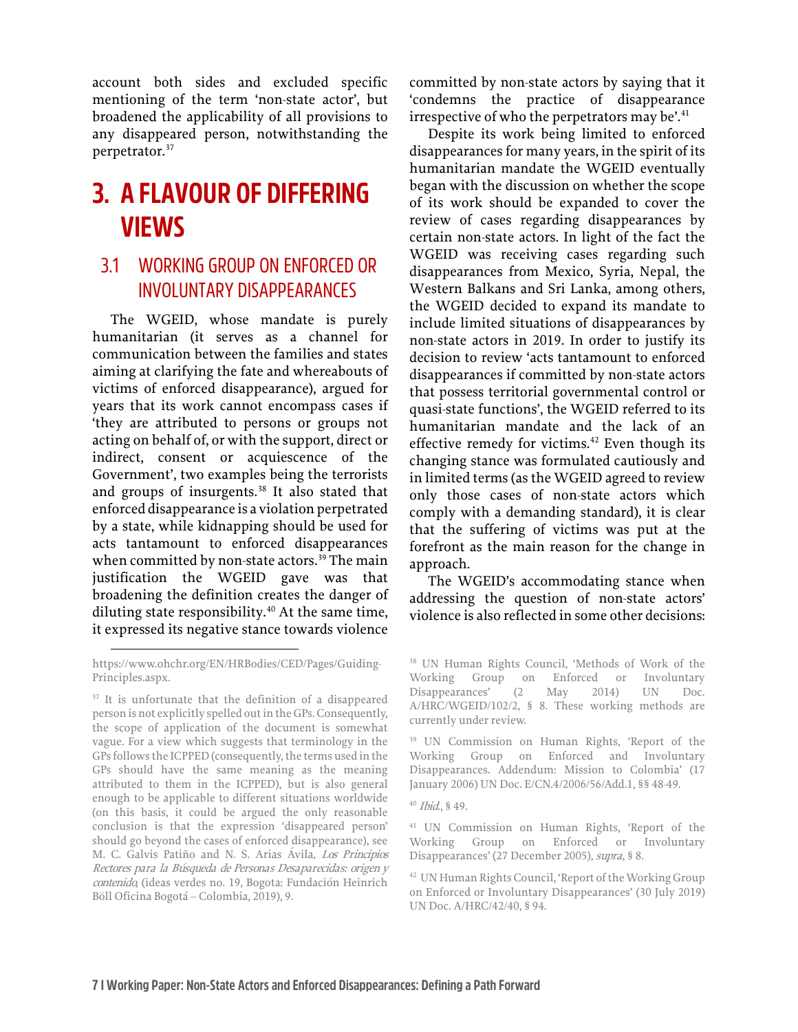account both sides and excluded specific mentioning of the term 'non-state actor', but broadened the applicability of all provisions to any disappeared person, notwithstanding the perpetrator.[37]

# 3. A FLAVOUR OF DIFFERING VIEWS

## 3.1 WORKING GROUP ON ENFORCED OR INVOLUNTARY DISAPPEARANCES

The WGEID, whose mandate is purely humanitarian (it serves as a channel for communication between the families and states aiming at clarifying the fate and whereabouts of victims of enforced disappearance), argued for years that its work cannot encompass cases if 'they are attributed to persons or groups not acting on behalf of, or with the support, direct or indirect, consent or acquiescence of the Government', two examples being the terrorists and groups of insurgents.[38] It also stated that enforced disappearance is a violation perpetrated by a state, while kidnapping should be used for acts tantamount to enforced disappearances when committed by non-state actors.[39] The main justification the WGEID gave was that broadening the definition creates the danger of diluting state responsibility.[40] At the same time, it expressed its negative stance towards violence committed by non-state actors by saying that it 'condemns the practice of disappearance irrespective of who the perpetrators may be'.[41]

Despite its work being limited to enforced disappearances for many years, in the spirit of its humanitarian mandate the WGEID eventually began with the discussion on whether the scope of its work should be expanded to cover the review of cases regarding disappearances by certain non-state actors. In light of the fact the WGEID was receiving cases regarding such disappearances from Mexico, Syria, Nepal, the Western Balkans and Sri Lanka, among others, the WGEID decided to expand its mandate to include limited situations of disappearances by non-state actors in 2019. In order to justify its decision to review 'acts tantamount to enforced disappearances if committed by non-state actors that possess territorial governmental control or quasi-state functions', the WGEID referred to its humanitarian mandate and the lack of an effective remedy for victims.[42] Even though its changing stance was formulated cautiously and in limited terms (as the WGEID agreed to review only those cases of non-state actors which comply with a demanding standard), it is clear that the suffering of victims was put at the forefront as the main reason for the change in approach.

The WGEID's accommodating stance when addressing the question of non-state actors' violence is also reflected in some other decisions:

---

https://www.ohchr.org/EN/HRBodies/CED/Pages/Guiding-Principles.aspx.

[37] It is unfortunate that the definition of a disappeared person is not explicitly spelled out in the GPs. Consequently, the scope of application of the document is somewhat vague. For a view which suggests that terminology in the GPs follows the ICPPED (consequently, the terms used in the GPs should have the same meaning as the meaning attributed to them in the ICPPED), but is also general enough to be applicable to different situations worldwide (on this basis, it could be argued the only reasonable conclusion is that the expression 'disappeared person' should go beyond the cases of enforced disappearance), see M. C. Galvis Patiño and N. S. Arias Ávila, *Los Principios Rectores para la Búsqueda de Personas Desaparecidas: origen y contenido*, (ideas verdes no. 19, Bogota: Fundación Heinrich Böll Oficina Bogotá – Colombia, 2019), 9.

[38] UN Human Rights Council, 'Methods of Work of the Working Group on Enforced or Involuntary Disappearances' (2 May 2014) UN Doc. A/HRC/WGEID/102/2, § 8. These working methods are currently under review.

[39] UN Commission on Human Rights, 'Report of the Working Group on Enforced and Involuntary Disappearances. Addendum: Mission to Colombia' (17 January 2006) UN Doc. E/CN.4/2006/56/Add.1, §§ 48-49.

[40] *Ibid.*, § 49.

[41] UN Commission on Human Rights, 'Report of the Working Group on Enforced or Involuntary Disappearances' (27 December 2005), *supra*, § 8.

[42] UN Human Rights Council, 'Report of the Working Group on Enforced or Involuntary Disappearances' (30 July 2019) UN Doc. A/HRC/42/40, § 94.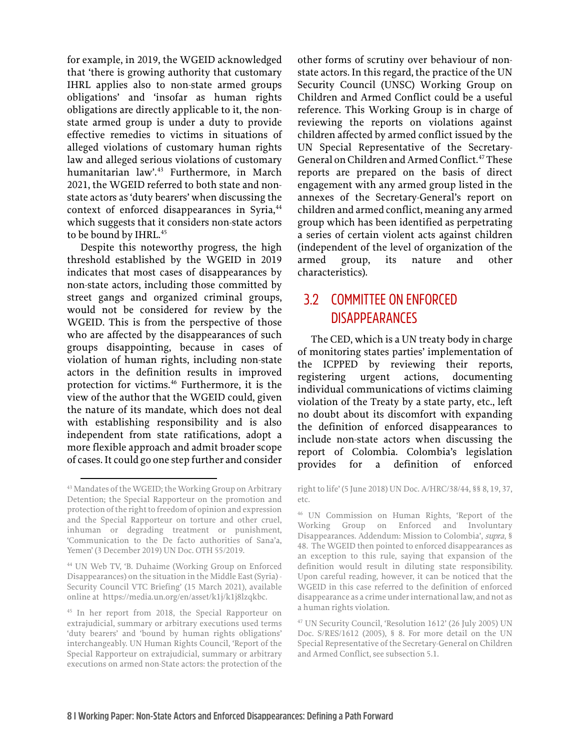for example, in 2019, the WGEID acknowledged that 'there is growing authority that customary IHRL applies also to non-state armed groups obligations' and 'insofar as human rights obligations are directly applicable to it, the non-state armed group is under a duty to provide effective remedies to victims in situations of alleged violations of customary human rights law and alleged serious violations of customary humanitarian law'.[43] Furthermore, in March 2021, the WGEID referred to both state and non-state actors as 'duty bearers' when discussing the context of enforced disappearances in Syria,[44] which suggests that it considers non-state actors to be bound by IHRL.[45]

Despite this noteworthy progress, the high threshold established by the WGEID in 2019 indicates that most cases of disappearances by non-state actors, including those committed by street gangs and organized criminal groups, would not be considered for review by the WGEID. This is from the perspective of those who are affected by the disappearances of such groups disappointing, because in cases of violation of human rights, including non-state actors in the definition results in improved protection for victims.[46] Furthermore, it is the view of the author that the WGEID could, given the nature of its mandate, which does not deal with establishing responsibility and is also independent from state ratifications, adopt a more flexible approach and admit broader scope of cases. It could go one step further and consider other forms of scrutiny over behaviour of non-state actors. In this regard, the practice of the UN Security Council (UNSC) Working Group on Children and Armed Conflict could be a useful reference. This Working Group is in charge of reviewing the reports on violations against children affected by armed conflict issued by the UN Special Representative of the Secretary-General on Children and Armed Conflict.[47] These reports are prepared on the basis of direct engagement with any armed group listed in the annexes of the Secretary-General's report on children and armed conflict, meaning any armed group which has been identified as perpetrating a series of certain violent acts against children (independent of the level of organization of the armed group, its nature and other characteristics).

## 3.2 COMMITTEE ON ENFORCED DISAPPEARANCES

The CED, which is a UN treaty body in charge of monitoring states parties' implementation of the ICPPED by reviewing their reports, registering urgent actions, documenting individual communications of victims claiming violation of the Treaty by a state party, etc., left no doubt about its discomfort with expanding the definition of enforced disappearances to include non-state actors when discussing the report of Colombia. Colombia's legislation provides for a definition of enforced

---

[43] Mandates of the WGEID; the Working Group on Arbitrary Detention; the Special Rapporteur on the promotion and protection of the right to freedom of opinion and expression and the Special Rapporteur on torture and other cruel, inhuman or degrading treatment or punishment, 'Communication to the De facto authorities of Sana'a, Yemen' (3 December 2019) UN Doc. OTH 55/2019.

[44] UN Web TV, 'B. Duhaime (Working Group on Enforced Disappearances) on the situation in the Middle East (Syria) - Security Council VTC Briefing' (15 March 2021), available online at https://media.un.org/en/asset/k1j/k1j8lzqkbc.

[45] In her report from 2018, the Special Rapporteur on extrajudicial, summary or arbitrary executions used terms 'duty bearers' and 'bound by human rights obligations' interchangeably. UN Human Rights Council, 'Report of the Special Rapporteur on extrajudicial, summary or arbitrary executions on armed non-State actors: the protection of the right to life' (5 June 2018) UN Doc. A/HRC/38/44, §§ 8, 19, 37, etc.

[46] UN Commission on Human Rights, 'Report of the Working Group on Enforced and Involuntary Disappearances. Addendum: Mission to Colombia', *supra*, § 48. The WGEID then pointed to enforced disappearances as an exception to this rule, saying that expansion of the definition would result in diluting state responsibility. Upon careful reading, however, it can be noticed that the WGEID in this case referred to the definition of enforced disappearance as a crime under international law, and not as a human rights violation.

[47] UN Security Council, 'Resolution 1612' (26 July 2005) UN Doc. S/RES/1612 (2005), § 8. For more detail on the UN Special Representative of the Secretary-General on Children and Armed Conflict, see subsection 5.1.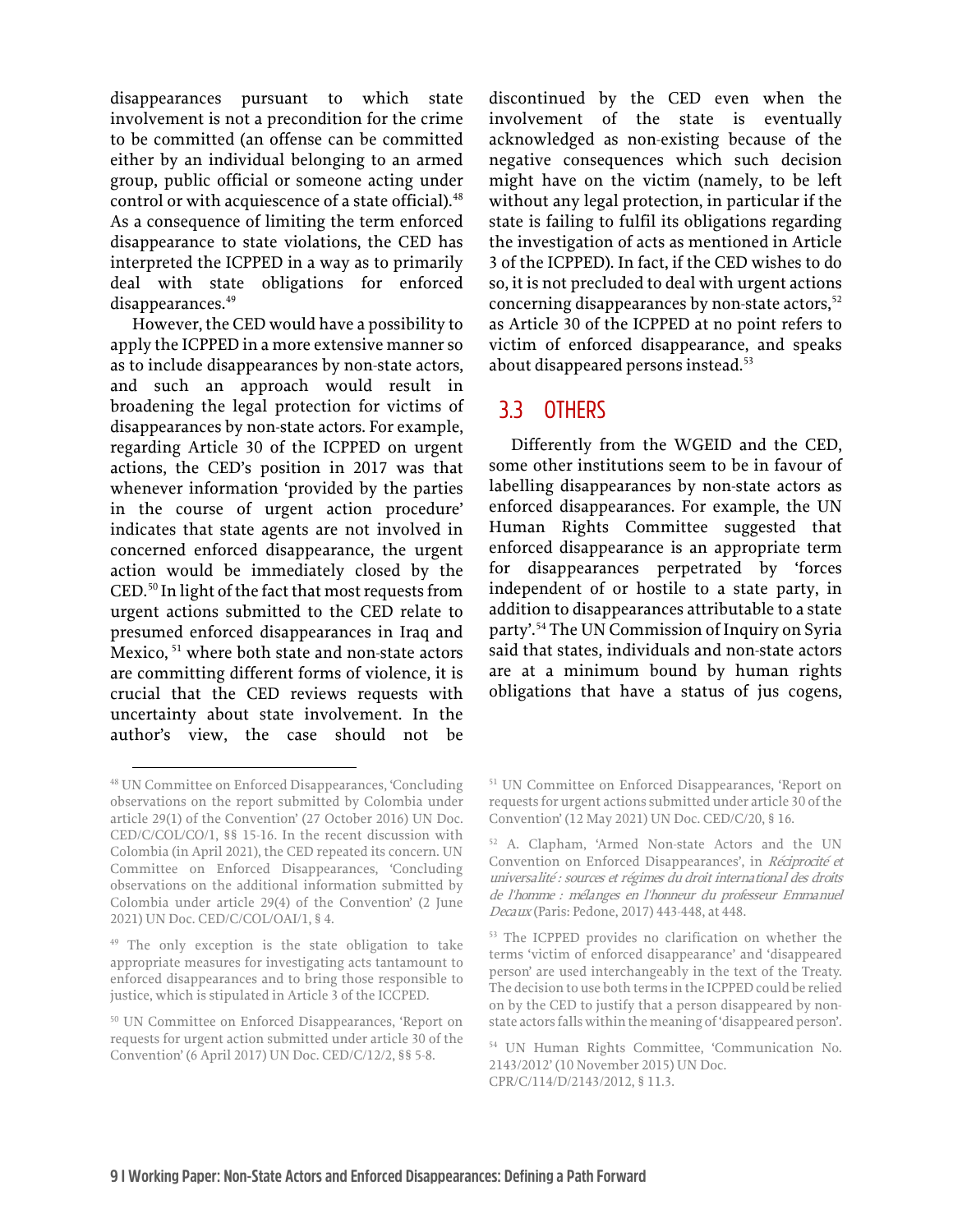disappearances pursuant to which state involvement is not a precondition for the crime to be committed (an offense can be committed either by an individual belonging to an armed group, public official or someone acting under control or with acquiescence of a state official).[48] As a consequence of limiting the term enforced disappearance to state violations, the CED has interpreted the ICPPED in a way as to primarily deal with state obligations for enforced disappearances.[49]

However, the CED would have a possibility to apply the ICPPED in a more extensive manner so as to include disappearances by non-state actors, and such an approach would result in broadening the legal protection for victims of disappearances by non-state actors. For example, regarding Article 30 of the ICPPED on urgent actions, the CED's position in 2017 was that whenever information 'provided by the parties in the course of urgent action procedure' indicates that state agents are not involved in concerned enforced disappearance, the urgent action would be immediately closed by the CED.[50] In light of the fact that most requests from urgent actions submitted to the CED relate to presumed enforced disappearances in Iraq and Mexico,[51] where both state and non-state actors are committing different forms of violence, it is crucial that the CED reviews requests with uncertainty about state involvement. In the author's view, the case should not be discontinued by the CED even when the involvement of the state is eventually acknowledged as non-existing because of the negative consequences which such decision might have on the victim (namely, to be left without any legal protection, in particular if the state is failing to fulfil its obligations regarding the investigation of acts as mentioned in Article 3 of the ICPPED). In fact, if the CED wishes to do so, it is not precluded to deal with urgent actions concerning disappearances by non-state actors,[52] as Article 30 of the ICPPED at no point refers to victim of enforced disappearance, and speaks about disappeared persons instead.[53]

## 3.3 OTHERS

Differently from the WGEID and the CED, some other institutions seem to be in favour of labelling disappearances by non-state actors as enforced disappearances. For example, the UN Human Rights Committee suggested that enforced disappearance is an appropriate term for disappearances perpetrated by 'forces independent of or hostile to a state party, in addition to disappearances attributable to a state party'.[54] The UN Commission of Inquiry on Syria said that states, individuals and non-state actors are at a minimum bound by human rights obligations that have a status of jus cogens,

---

[48] UN Committee on Enforced Disappearances, 'Concluding observations on the report submitted by Colombia under article 29(1) of the Convention' (27 October 2016) UN Doc. CED/C/COL/CO/1, §§ 15-16. In the recent discussion with Colombia (in April 2021), the CED repeated its concern. UN Committee on Enforced Disappearances, 'Concluding observations on the additional information submitted by Colombia under article 29(4) of the Convention' (2 June 2021) UN Doc. CED/C/COL/OAI/1, § 4.

[49] The only exception is the state obligation to take appropriate measures for investigating acts tantamount to enforced disappearances and to bring those responsible to justice, which is stipulated in Article 3 of the ICCPED.

[50] UN Committee on Enforced Disappearances, 'Report on requests for urgent action submitted under article 30 of the Convention' (6 April 2017) UN Doc. CED/C/12/2, §§ 5-8.

[51] UN Committee on Enforced Disappearances, 'Report on requests for urgent actions submitted under article 30 of the Convention' (12 May 2021) UN Doc. CED/C/20, § 16.

[52] A. Clapham, 'Armed Non-state Actors and the UN Convention on Enforced Disappearances', in *Réciprocité et universalité : sources et régimes du droit international des droits de l'homme : mélanges en l'honneur du professeur Emmanuel Decaux* (Paris: Pedone, 2017) 443-448, at 448.

[53] The ICPPED provides no clarification on whether the terms 'victim of enforced disappearance' and 'disappeared person' are used interchangeably in the text of the Treaty. The decision to use both terms in the ICPPED could be relied on by the CED to justify that a person disappeared by non-state actors falls within the meaning of 'disappeared person'.

[54] UN Human Rights Committee, 'Communication No. 2143/2012' (10 November 2015) UN Doc. CPR/C/114/D/2143/2012, § 11.3.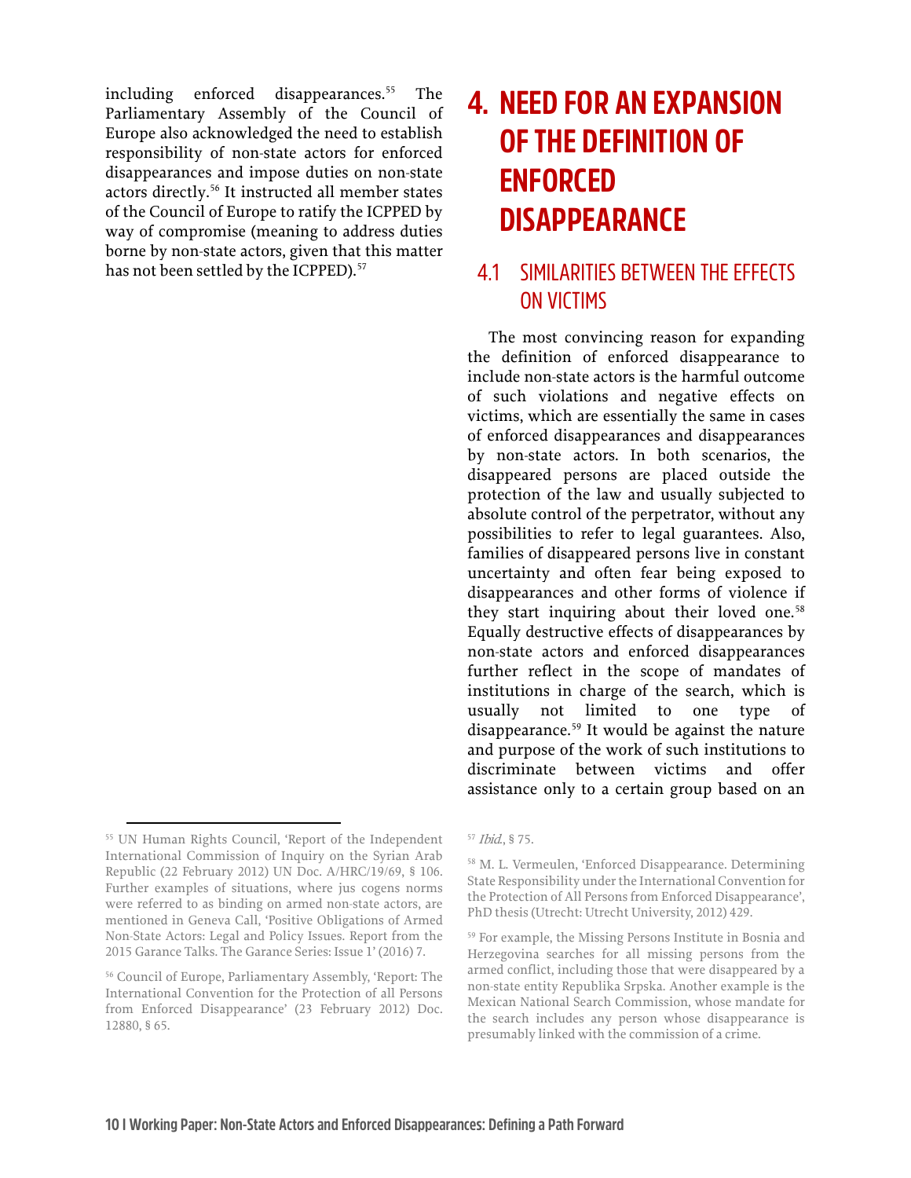including enforced disappearances.[55] The Parliamentary Assembly of the Council of Europe also acknowledged the need to establish responsibility of non-state actors for enforced disappearances and impose duties on non-state actors directly.[56] It instructed all member states of the Council of Europe to ratify the ICPPED by way of compromise (meaning to address duties borne by non-state actors, given that this matter has not been settled by the ICPPED).[57]

# 4. NEED FOR AN EXPANSION OF THE DEFINITION OF ENFORCED DISAPPEARANCE

## 4.1 SIMILARITIES BETWEEN THE EFFECTS ON VICTIMS

The most convincing reason for expanding the definition of enforced disappearance to include non-state actors is the harmful outcome of such violations and negative effects on victims, which are essentially the same in cases of enforced disappearances and disappearances by non-state actors. In both scenarios, the disappeared persons are placed outside the protection of the law and usually subjected to absolute control of the perpetrator, without any possibilities to refer to legal guarantees. Also, families of disappeared persons live in constant uncertainty and often fear being exposed to disappearances and other forms of violence if they start inquiring about their loved one.[58] Equally destructive effects of disappearances by non-state actors and enforced disappearances further reflect in the scope of mandates of institutions in charge of the search, which is usually not limited to one type of disappearance.[59] It would be against the nature and purpose of the work of such institutions to discriminate between victims and offer assistance only to a certain group based on an

---

[55] UN Human Rights Council, 'Report of the Independent International Commission of Inquiry on the Syrian Arab Republic (22 February 2012) UN Doc. A/HRC/19/69, § 106. Further examples of situations, where jus cogens norms were referred to as binding on armed non-state actors, are mentioned in Geneva Call, 'Positive Obligations of Armed Non-State Actors: Legal and Policy Issues. Report from the 2015 Garance Talks. The Garance Series: Issue 1' (2016) 7.

[56] Council of Europe, Parliamentary Assembly, 'Report: The International Convention for the Protection of all Persons from Enforced Disappearance' (23 February 2012) Doc. 12880, § 65.

[57] *Ibid.*, § 75.

[58] M. L. Vermeulen, 'Enforced Disappearance. Determining State Responsibility under the International Convention for the Protection of All Persons from Enforced Disappearance', PhD thesis (Utrecht: Utrecht University, 2012) 429.

[59] For example, the Missing Persons Institute in Bosnia and Herzegovina searches for all missing persons from the armed conflict, including those that were disappeared by a non-state entity Republika Srpska. Another example is the Mexican National Search Commission, whose mandate for the search includes any person whose disappearance is presumably linked with the commission of a crime.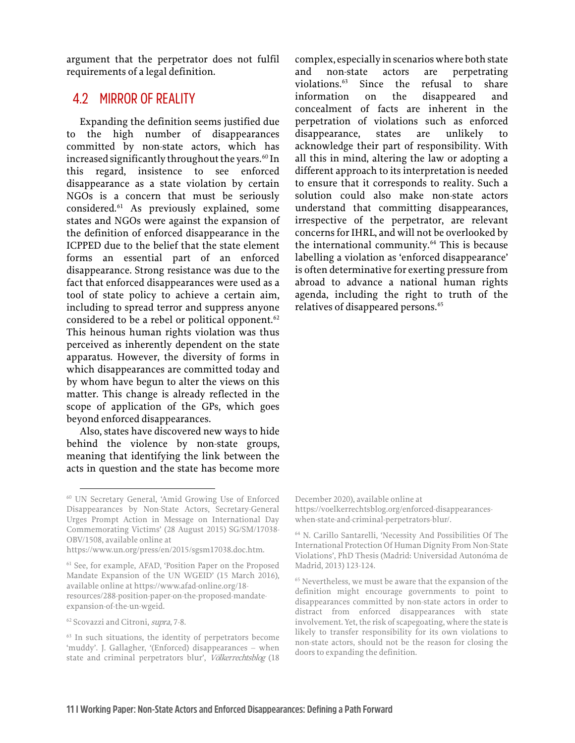argument that the perpetrator does not fulfil requirements of a legal definition.

## 4.2 MIRROR OF REALITY

Expanding the definition seems justified due to the high number of disappearances committed by non-state actors, which has increased significantly throughout the years.[60] In this regard, insistence to see enforced disappearance as a state violation by certain NGOs is a concern that must be seriously considered.[61] As previously explained, some states and NGOs were against the expansion of the definition of enforced disappearance in the ICPPED due to the belief that the state element forms an essential part of an enforced disappearance. Strong resistance was due to the fact that enforced disappearances were used as a tool of state policy to achieve a certain aim, including to spread terror and suppress anyone considered to be a rebel or political opponent.[62] This heinous human rights violation was thus perceived as inherently dependent on the state apparatus. However, the diversity of forms in which disappearances are committed today and by whom have begun to alter the views on this matter. This change is already reflected in the scope of application of the GPs, which goes beyond enforced disappearances.

Also, states have discovered new ways to hide behind the violence by non-state groups, meaning that identifying the link between the acts in question and the state has become more complex, especially in scenarios where both state and non-state actors are perpetrating violations.[63] Since the refusal to share information on the disappeared and concealment of facts are inherent in the perpetration of violations such as enforced disappearance, states are unlikely to acknowledge their part of responsibility. With all this in mind, altering the law or adopting a different approach to its interpretation is needed to ensure that it corresponds to reality. Such a solution could also make non-state actors understand that committing disappearances, irrespective of the perpetrator, are relevant concerns for IHRL, and will not be overlooked by the international community.[64] This is because labelling a violation as 'enforced disappearance' is often determinative for exerting pressure from abroad to advance a national human rights agenda, including the right to truth of the relatives of disappeared persons.[65]

---

[60] UN Secretary General, 'Amid Growing Use of Enforced Disappearances by Non-State Actors, Secretary-General Urges Prompt Action in Message on International Day Commemorating Victims' (28 August 2015) SG/SM/17038-OBV/1508, available online at https://www.un.org/press/en/2015/sgsm17038.doc.htm.

[61] See, for example, AFAD, 'Position Paper on the Proposed Mandate Expansion of the UN WGEID' (15 March 2016), available online at https://www.afad-online.org/18-resources/288-position-paper-on-the-proposed-mandate-expansion-of-the-un-wgeid.

[62] Scovazzi and Citroni, *supra*, 7-8.

[63] In such situations, the identity of perpetrators become 'muddy'. J. Gallagher, '(Enforced) disappearances – when state and criminal perpetrators blur', *Völkerrechtsblog* (18 December 2020), available online at https://voelkerrechtsblog.org/enforced-disappearances-when-state-and-criminal-perpetrators-blur/.

[64] N. Carillo Santarelli, 'Necessity And Possibilities Of The International Protection Of Human Dignity From Non-State Violations', PhD Thesis (Madrid: Universidad Autonóma de Madrid, 2013) 123-124.

[65] Nevertheless, we must be aware that the expansion of the definition might encourage governments to point to disappearances committed by non-state actors in order to distract from enforced disappearances with state involvement. Yet, the risk of scapegoating, where the state is likely to transfer responsibility for its own violations to non-state actors, should not be the reason for closing the doors to expanding the definition.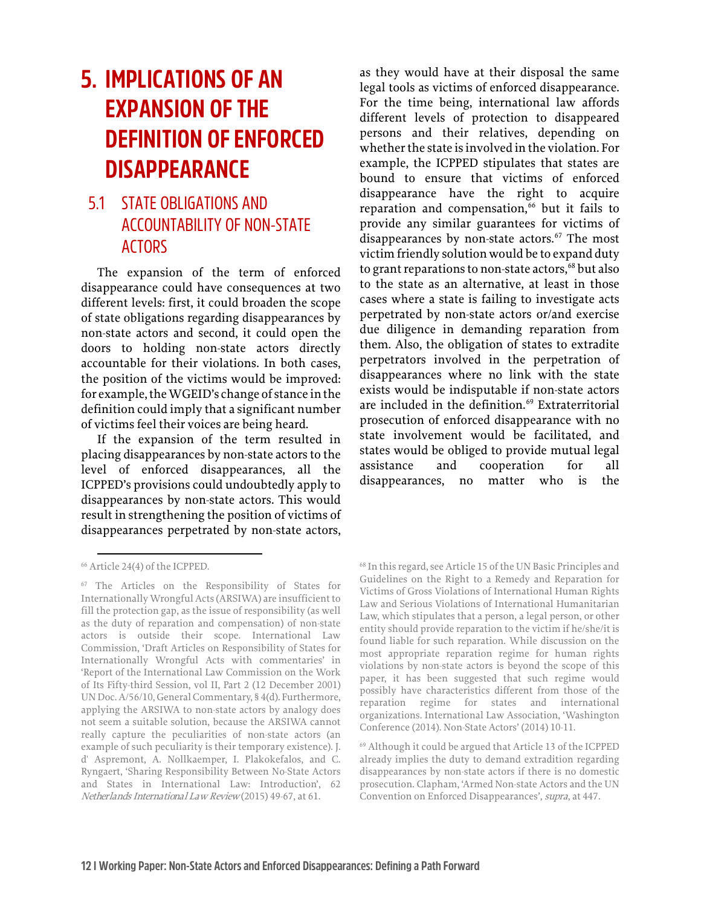# 5. IMPLICATIONS OF AN EXPANSION OF THE DEFINITION OF ENFORCED DISAPPEARANCE

## 5.1 STATE OBLIGATIONS AND ACCOUNTABILITY OF NON-STATE ACTORS

The expansion of the term of enforced disappearance could have consequences at two different levels: first, it could broaden the scope of state obligations regarding disappearances by non-state actors and second, it could open the doors to holding non-state actors directly accountable for their violations. In both cases, the position of the victims would be improved: for example, the WGEID's change of stance in the definition could imply that a significant number of victims feel their voices are being heard.

If the expansion of the term resulted in placing disappearances by non-state actors to the level of enforced disappearances, all the ICPPED's provisions could undoubtedly apply to disappearances by non-state actors. This would result in strengthening the position of victims of disappearances perpetrated by non-state actors, as they would have at their disposal the same legal tools as victims of enforced disappearance. For the time being, international law affords different levels of protection to disappeared persons and their relatives, depending on whether the state is involved in the violation. For example, the ICPPED stipulates that states are bound to ensure that victims of enforced disappearance have the right to acquire reparation and compensation,[66] but it fails to provide any similar guarantees for victims of disappearances by non-state actors.[67] The most victim friendly solution would be to expand duty to grant reparations to non-state actors,[68] but also to the state as an alternative, at least in those cases where a state is failing to investigate acts perpetrated by non-state actors or/and exercise due diligence in demanding reparation from them. Also, the obligation of states to extradite perpetrators involved in the perpetration of disappearances where no link with the state exists would be indisputable if non-state actors are included in the definition.[69] Extraterritorial prosecution of enforced disappearance with no state involvement would be facilitated, and states would be obliged to provide mutual legal assistance and cooperation for all disappearances, no matter who is the

---

[66] Article 24(4) of the ICPPED.

[67] The Articles on the Responsibility of States for Internationally Wrongful Acts (ARSIWA) are insufficient to fill the protection gap, as the issue of responsibility (as well as the duty of reparation and compensation) of non-state actors is outside their scope. International Law Commission, 'Draft Articles on Responsibility of States for Internationally Wrongful Acts with commentaries' in 'Report of the International Law Commission on the Work of Its Fifty-third Session, vol II, Part 2 (12 December 2001) UN Doc. A/56/10, General Commentary, § 4(d). Furthermore, applying the ARSIWA to non-state actors by analogy does not seem a suitable solution, because the ARSIWA cannot really capture the peculiarities of non-state actors (an example of such peculiarity is their temporary existence). J. d' Aspremont, A. Nollkaemper, I. Plakokefalos, and C. Ryngaert, 'Sharing Responsibility Between No-State Actors and States in International Law: Introduction', 62 *Netherlands International Law Review* (2015) 49-67, at 61.

[68] In this regard, see Article 15 of the UN Basic Principles and Guidelines on the Right to a Remedy and Reparation for Victims of Gross Violations of International Human Rights Law and Serious Violations of International Humanitarian Law, which stipulates that a person, a legal person, or other entity should provide reparation to the victim if he/she/it is found liable for such reparation. While discussion on the most appropriate reparation regime for human rights violations by non-state actors is beyond the scope of this paper, it has been suggested that such regime would possibly have characteristics different from those of the reparation regime for states and international organizations. International Law Association, 'Washington Conference (2014). Non-State Actors' (2014) 10-11.

[69] Although it could be argued that Article 13 of the ICPPED already implies the duty to demand extradition regarding disappearances by non-state actors if there is no domestic prosecution. Clapham, 'Armed Non-state Actors and the UN Convention on Enforced Disappearances', *supra*, at 447.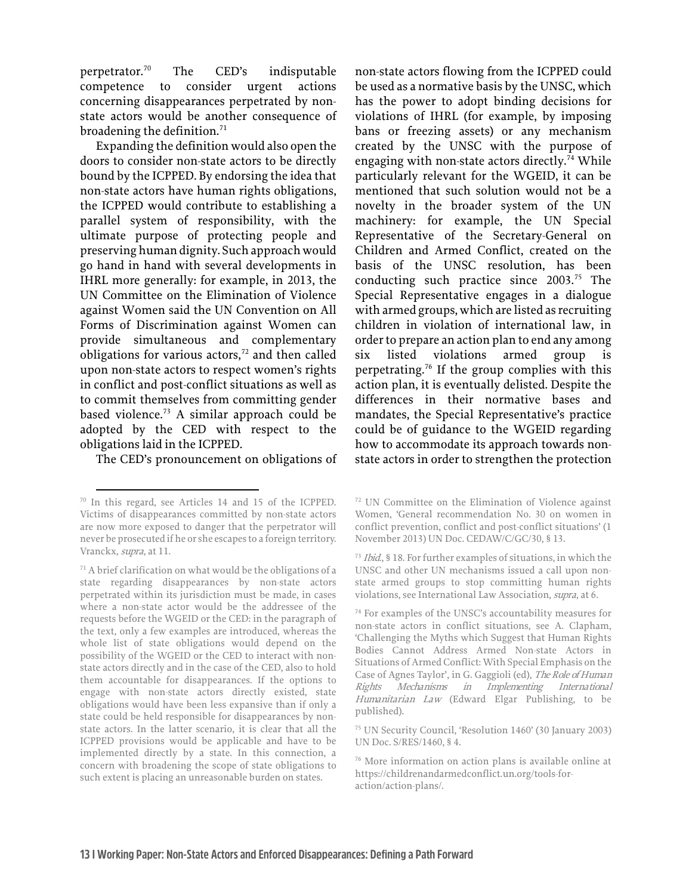perpetrator.[70] The CED's indisputable competence to consider urgent actions concerning disappearances perpetrated by non-state actors would be another consequence of broadening the definition.[71]

Expanding the definition would also open the doors to consider non-state actors to be directly bound by the ICPPED. By endorsing the idea that non-state actors have human rights obligations, the ICPPED would contribute to establishing a parallel system of responsibility, with the ultimate purpose of protecting people and preserving human dignity. Such approach would go hand in hand with several developments in IHRL more generally: for example, in 2013, the UN Committee on the Elimination of Violence against Women said the UN Convention on All Forms of Discrimination against Women can provide simultaneous and complementary obligations for various actors,[72] and then called upon non-state actors to respect women's rights in conflict and post-conflict situations as well as to commit themselves from committing gender based violence.[73] A similar approach could be adopted by the CED with respect to the obligations laid in the ICPPED.

The CED's pronouncement on obligations of non-state actors flowing from the ICPPED could be used as a normative basis by the UNSC, which has the power to adopt binding decisions for violations of IHRL (for example, by imposing bans or freezing assets) or any mechanism created by the UNSC with the purpose of engaging with non-state actors directly.[74] While particularly relevant for the WGEID, it can be mentioned that such solution would not be a novelty in the broader system of the UN machinery: for example, the UN Special Representative of the Secretary-General on Children and Armed Conflict, created on the basis of the UNSC resolution, has been conducting such practice since 2003.[75] The Special Representative engages in a dialogue with armed groups, which are listed as recruiting children in violation of international law, in order to prepare an action plan to end any among six listed violations armed group is perpetrating.[76] If the group complies with this action plan, it is eventually delisted. Despite the differences in their normative bases and mandates, the Special Representative's practice could be of guidance to the WGEID regarding how to accommodate its approach towards non-state actors in order to strengthen the protection

---

[70] In this regard, see Articles 14 and 15 of the ICPPED. Victims of disappearances committed by non-state actors are now more exposed to danger that the perpetrator will never be prosecuted if he or she escapes to a foreign territory. Vranckx, *supra*, at 11.

[71] A brief clarification on what would be the obligations of a state regarding disappearances by non-state actors perpetrated within its jurisdiction must be made, in cases where a non-state actor would be the addressee of the requests before the WGEID or the CED: in the paragraph of the text, only a few examples are introduced, whereas the whole list of state obligations would depend on the possibility of the WGEID or the CED to interact with non-state actors directly and in the case of the CED, also to hold them accountable for disappearances. If the options to engage with non-state actors directly existed, state obligations would have been less expansive than if only a state could be held responsible for disappearances by non-state actors. In the latter scenario, it is clear that all the ICPPED provisions would be applicable and have to be implemented directly by a state. In this connection, a concern with broadening the scope of state obligations to such extent is placing an unreasonable burden on states.

[72] UN Committee on the Elimination of Violence against Women, 'General recommendation No. 30 on women in conflict prevention, conflict and post-conflict situations' (1 November 2013) UN Doc. CEDAW/C/GC/30, § 13.

[73] *Ibid.*, § 18. For further examples of situations, in which the UNSC and other UN mechanisms issued a call upon non-state armed groups to stop committing human rights violations, see International Law Association, *supra*, at 6.

[74] For examples of the UNSC's accountability measures for non-state actors in conflict situations, see A. Clapham, 'Challenging the Myths which Suggest that Human Rights Bodies Cannot Address Armed Non-state Actors in Situations of Armed Conflict: With Special Emphasis on the Case of Agnes Taylor', in G. Gaggioli (ed), *The Role of Human Rights Mechanisms in Implementing International Humanitarian Law* (Edward Elgar Publishing, to be published).

[75] UN Security Council, 'Resolution 1460' (30 January 2003) UN Doc. S/RES/1460, § 4.

[76] More information on action plans is available online at https://childrenandarmedconflict.un.org/tools-for-action/action-plans/.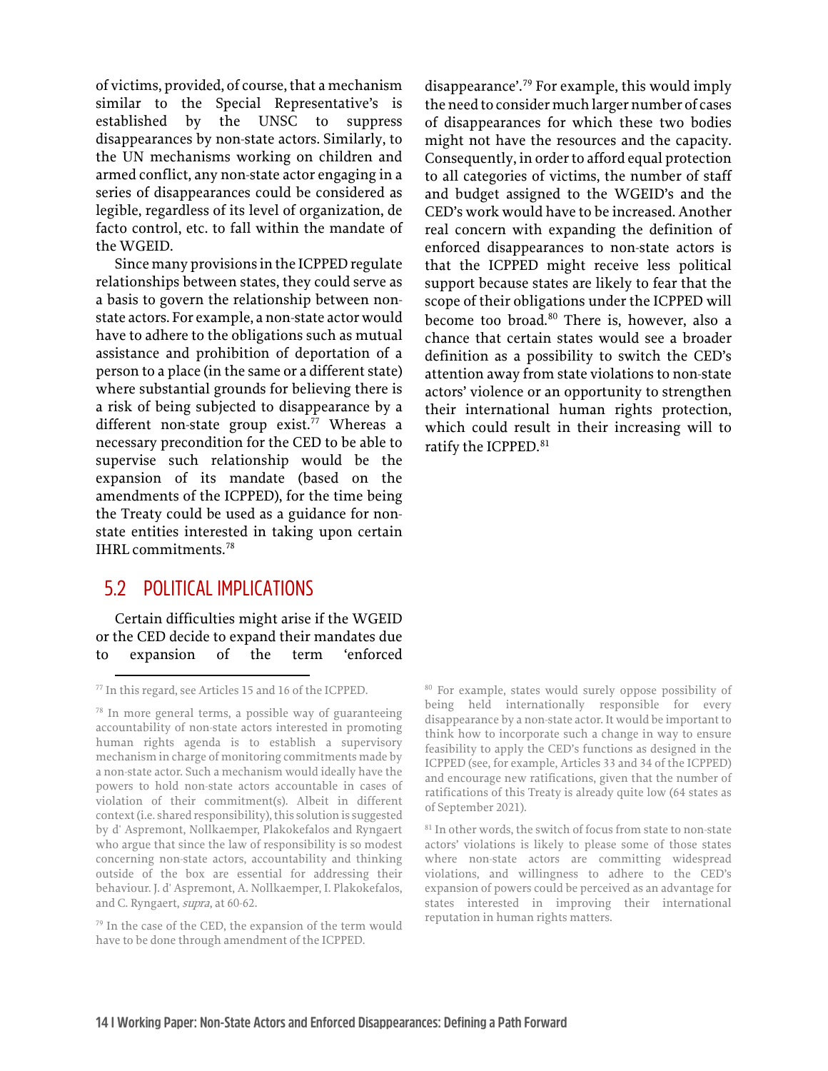of victims, provided, of course, that a mechanism similar to the Special Representative's is established by the UNSC to suppress disappearances by non-state actors. Similarly, to the UN mechanisms working on children and armed conflict, any non-state actor engaging in a series of disappearances could be considered as legible, regardless of its level of organization, de facto control, etc. to fall within the mandate of the WGEID.

Since many provisions in the ICPPED regulate relationships between states, they could serve as a basis to govern the relationship between non-state actors. For example, a non-state actor would have to adhere to the obligations such as mutual assistance and prohibition of deportation of a person to a place (in the same or a different state) where substantial grounds for believing there is a risk of being subjected to disappearance by a different non-state group exist.[77] Whereas a necessary precondition for the CED to be able to supervise such relationship would be the expansion of its mandate (based on the amendments of the ICPPED), for the time being the Treaty could be used as a guidance for non-state entities interested in taking upon certain IHRL commitments.[78]

## 5.2 POLITICAL IMPLICATIONS

Certain difficulties might arise if the WGEID or the CED decide to expand their mandates due to expansion of the term 'enforced disappearance'.[79] For example, this would imply the need to consider much larger number of cases of disappearances for which these two bodies might not have the resources and the capacity. Consequently, in order to afford equal protection to all categories of victims, the number of staff and budget assigned to the WGEID's and the CED's work would have to be increased. Another real concern with expanding the definition of enforced disappearances to non-state actors is that the ICPPED might receive less political support because states are likely to fear that the scope of their obligations under the ICPPED will become too broad.[80] There is, however, also a chance that certain states would see a broader definition as a possibility to switch the CED's attention away from state violations to non-state actors' violence or an opportunity to strengthen their international human rights protection, which could result in their increasing will to ratify the ICPPED.[81]

---

[77] In this regard, see Articles 15 and 16 of the ICPPED.

[78] In more general terms, a possible way of guaranteeing accountability of non-state actors interested in promoting human rights agenda is to establish a supervisory mechanism in charge of monitoring commitments made by a non-state actor. Such a mechanism would ideally have the powers to hold non-state actors accountable in cases of violation of their commitment(s). Albeit in different context (i.e. shared responsibility), this solution is suggested by d' Aspremont, Nollkaemper, Plakokefalos and Ryngaert who argue that since the law of responsibility is so modest concerning non-state actors, accountability and thinking outside of the box are essential for addressing their behaviour. J. d' Aspremont, A. Nollkaemper, I. Plakokefalos, and C. Ryngaert, *supra*, at 60-62.

[79] In the case of the CED, the expansion of the term would have to be done through amendment of the ICPPED.

[80] For example, states would surely oppose possibility of being held internationally responsible for every disappearance by a non-state actor. It would be important to think how to incorporate such a change in way to ensure feasibility to apply the CED's functions as designed in the ICPPED (see, for example, Articles 33 and 34 of the ICPPED) and encourage new ratifications, given that the number of ratifications of this Treaty is already quite low (64 states as of September 2021).

[81] In other words, the switch of focus from state to non-state actors' violations is likely to please some of those states where non-state actors are committing widespread violations, and willingness to adhere to the CED's expansion of powers could be perceived as an advantage for states interested in improving their international reputation in human rights matters.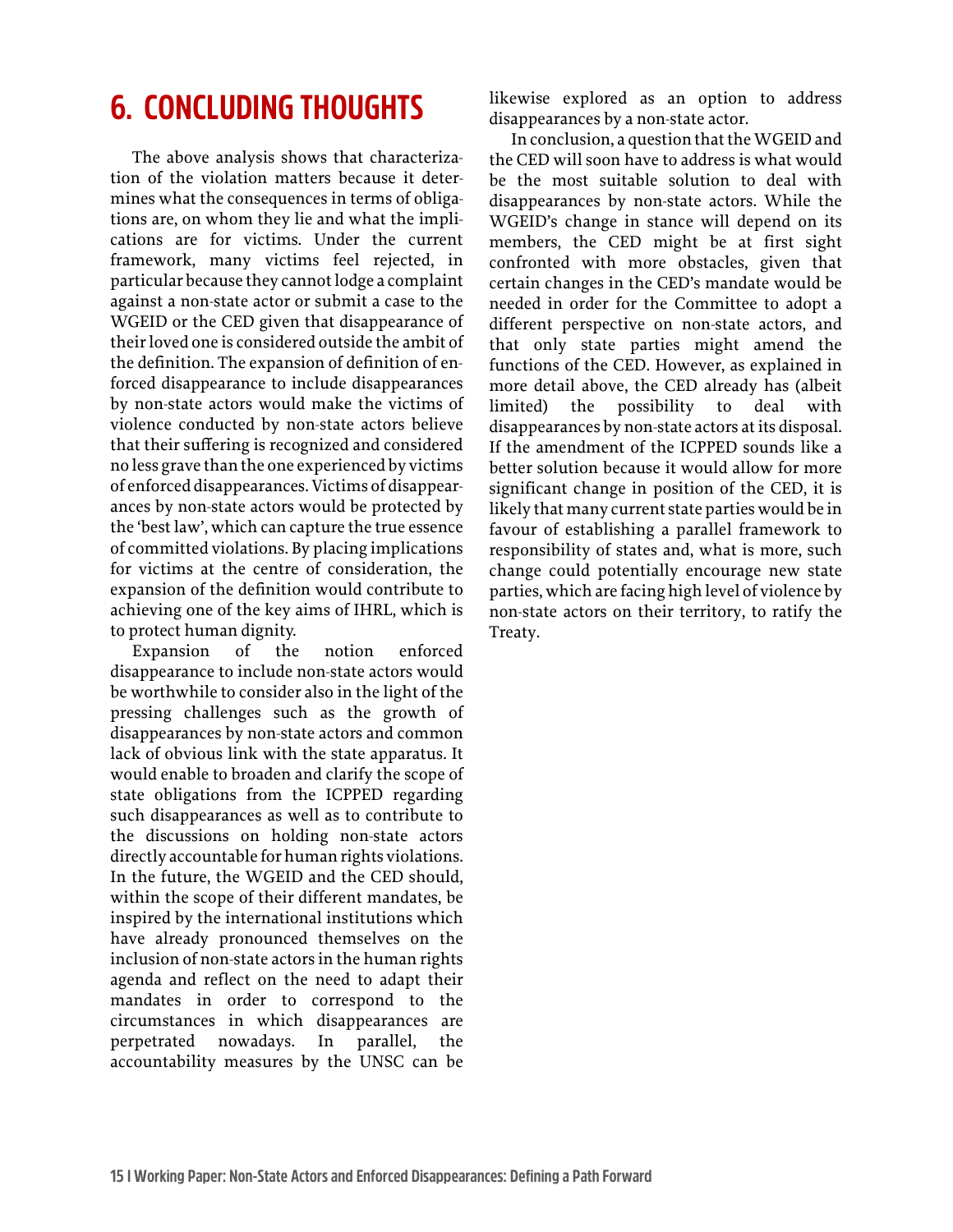# 6. CONCLUDING THOUGHTS

The above analysis shows that characterization of the violation matters because it determines what the consequences in terms of obligations are, on whom they lie and what the implications are for victims. Under the current framework, many victims feel rejected, in particular because they cannot lodge a complaint against a non-state actor or submit a case to the WGEID or the CED given that disappearance of their loved one is considered outside the ambit of the definition. The expansion of definition of enforced disappearance to include disappearances by non-state actors would make the victims of violence conducted by non-state actors believe that their suffering is recognized and considered no less grave than the one experienced by victims of enforced disappearances. Victims of disappearances by non-state actors would be protected by the 'best law', which can capture the true essence of committed violations. By placing implications for victims at the centre of consideration, the expansion of the definition would contribute to achieving one of the key aims of IHRL, which is to protect human dignity.

Expansion of the notion enforced disappearance to include non-state actors would be worthwhile to consider also in the light of the pressing challenges such as the growth of disappearances by non-state actors and common lack of obvious link with the state apparatus. It would enable to broaden and clarify the scope of state obligations from the ICPPED regarding such disappearances as well as to contribute to the discussions on holding non-state actors directly accountable for human rights violations. In the future, the WGEID and the CED should, within the scope of their different mandates, be inspired by the international institutions which have already pronounced themselves on the inclusion of non-state actors in the human rights agenda and reflect on the need to adapt their mandates in order to correspond to the circumstances in which disappearances are perpetrated nowadays. In parallel, the accountability measures by the UNSC can be likewise explored as an option to address disappearances by a non-state actor.

In conclusion, a question that the WGEID and the CED will soon have to address is what would be the most suitable solution to deal with disappearances by non-state actors. While the WGEID's change in stance will depend on its members, the CED might be at first sight confronted with more obstacles, given that certain changes in the CED's mandate would be needed in order for the Committee to adopt a different perspective on non-state actors, and that only state parties might amend the functions of the CED. However, as explained in more detail above, the CED already has (albeit limited) the possibility to deal with disappearances by non-state actors at its disposal. If the amendment of the ICPPED sounds like a better solution because it would allow for more significant change in position of the CED, it is likely that many current state parties would be in favour of establishing a parallel framework to responsibility of states and, what is more, such change could potentially encourage new state parties, which are facing high level of violence by non-state actors on their territory, to ratify the Treaty.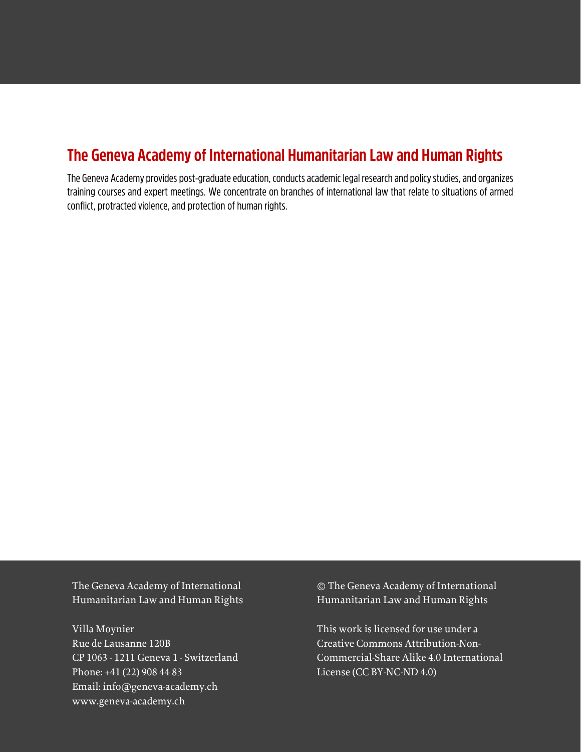## The Geneva Academy of International Humanitarian Law and Human Rights

The Geneva Academy provides post-graduate education, conducts academic legal research and policy studies, and organizes training courses and expert meetings. We concentrate on branches of international law that relate to situations of armed conflict, protracted violence, and protection of human rights.

The Geneva Academy of International Humanitarian Law and Human Rights

Villa Moynier
Rue de Lausanne 120B
CP 1063 - 1211 Geneva 1 - Switzerland
Phone: +41 (22) 908 44 83
Email: info@geneva-academy.ch
www.geneva-academy.ch

© The Geneva Academy of International Humanitarian Law and Human Rights

This work is licensed for use under a Creative Commons Attribution-Non-Commercial-Share Alike 4.0 International License (CC BY-NC-ND 4.0)